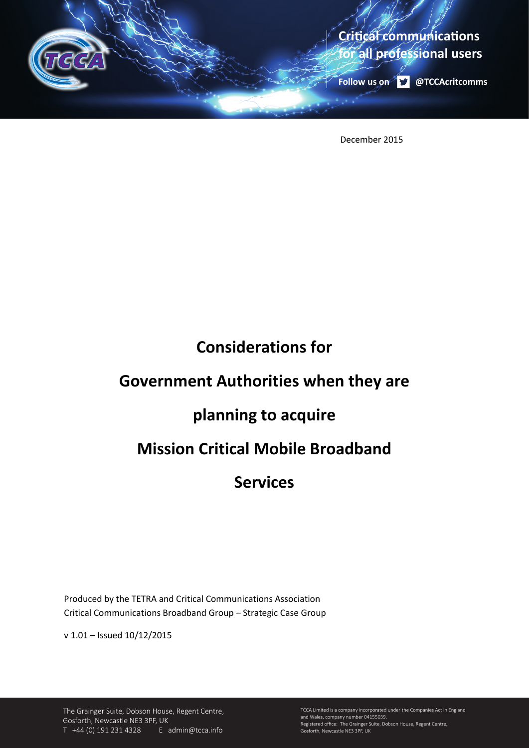Critical communications for all professional users

Follow us on @TCCAcritcomms

December 2015

# Considerations for Government Authorities when they are planning to acquire Mission Critical Mobile Broadband Services

Produced by the TETRA and Critical Communications Association
Critical Communications Broadband Group – Strategic Case Group

v 1.01 – Issued 10/12/2015

The Grainger Suite, Dobson House, Regent Centre,
Gosforth, Newcastle NE3 3PF, UK
T +44 (0) 191 231 4328 E admin@tcca.info

TCCA Limited is a company incorporated under the Companies Act in England and Wales, company number 04155039.
Registered office: The Grainger Suite, Dobson House, Regent Centre, Gosforth, Newcastle NE3 3PF, UK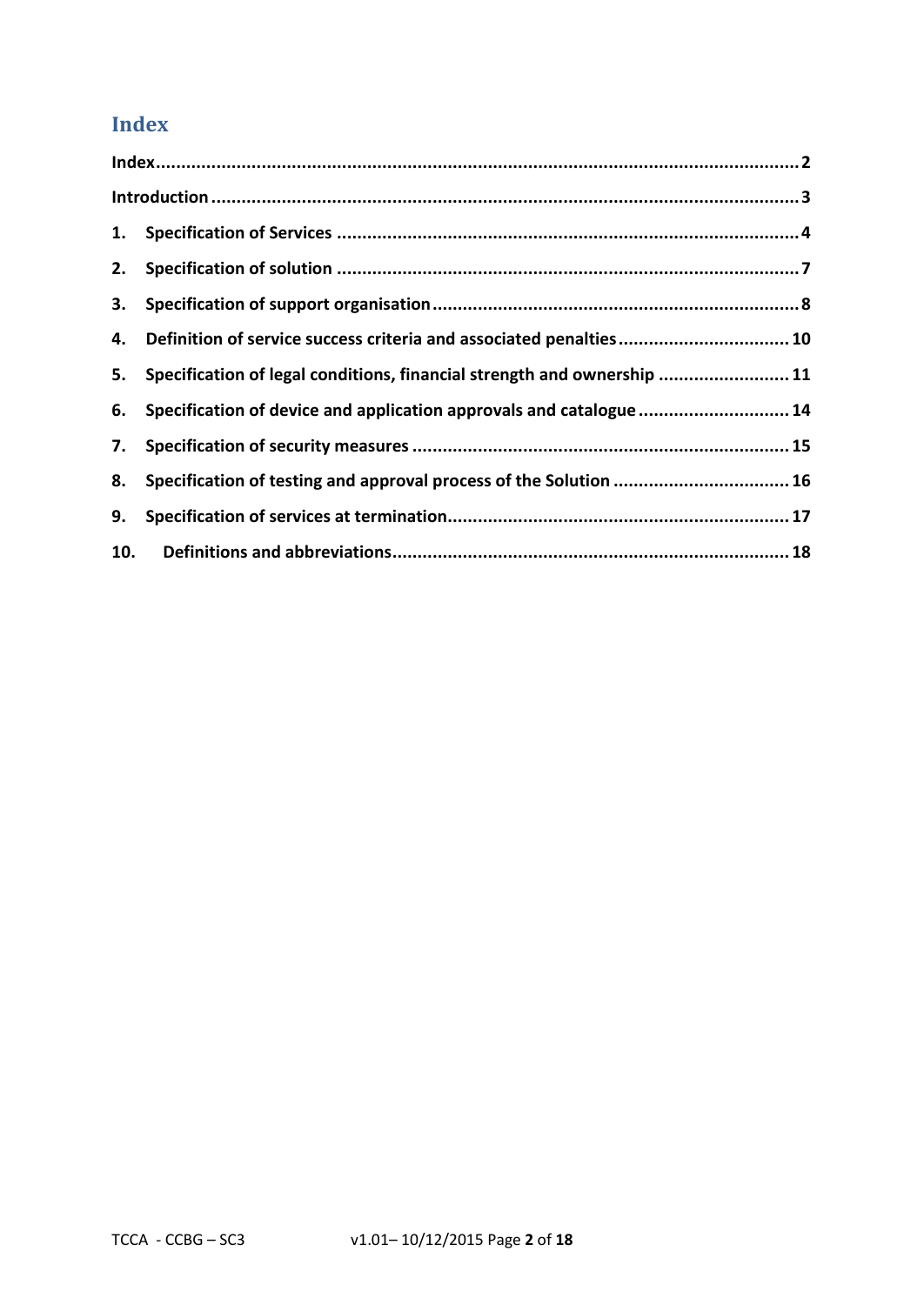# Index

**Index** .......... 2

**Introduction** .......... 3

1. **Specification of Services** .......... 4
2. **Specification of solution** .......... 7
3. **Specification of support organisation** .......... 8
4. **Definition of service success criteria and associated penalties** .......... 10
5. **Specification of legal conditions, financial strength and ownership** .......... 11
6. **Specification of device and application approvals and catalogue** .......... 14
7. **Specification of security measures** .......... 15
8. **Specification of testing and approval process of the Solution** .......... 16
9. **Specification of services at termination** .......... 17
10. **Definitions and abbreviations** .......... 18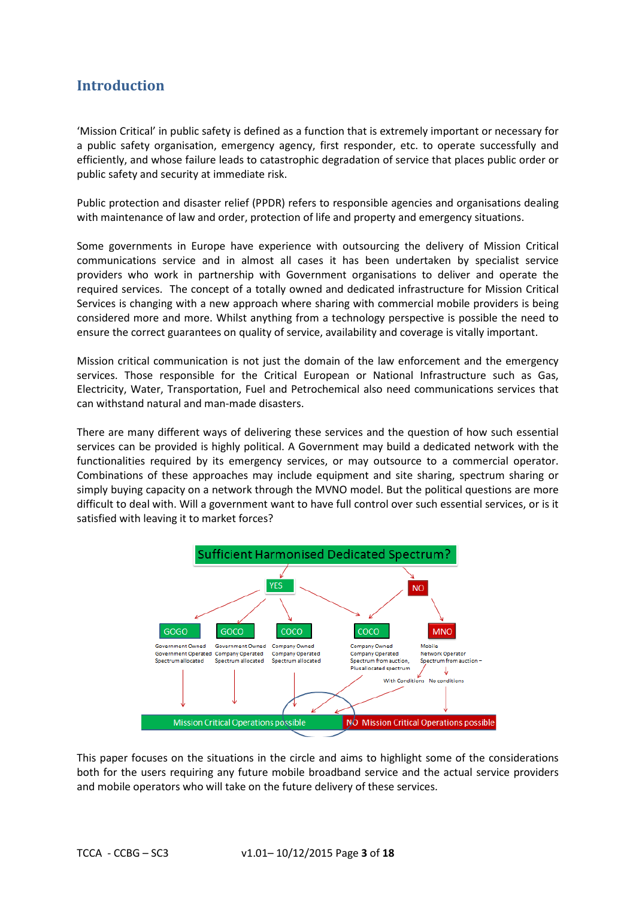# Introduction

'Mission Critical' in public safety is defined as a function that is extremely important or necessary for a public safety organisation, emergency agency, first responder, etc. to operate successfully and efficiently, and whose failure leads to catastrophic degradation of service that places public order or public safety and security at immediate risk.

Public protection and disaster relief (PPDR) refers to responsible agencies and organisations dealing with maintenance of law and order, protection of life and property and emergency situations.

Some governments in Europe have experience with outsourcing the delivery of Mission Critical communications service and in almost all cases it has been undertaken by specialist service providers who work in partnership with Government organisations to deliver and operate the required services. The concept of a totally owned and dedicated infrastructure for Mission Critical Services is changing with a new approach where sharing with commercial mobile providers is being considered more and more. Whilst anything from a technology perspective is possible the need to ensure the correct guarantees on quality of service, availability and coverage is vitally important.

Mission critical communication is not just the domain of the law enforcement and the emergency services. Those responsible for the Critical European or National Infrastructure such as Gas, Electricity, Water, Transportation, Fuel and Petrochemical also need communications services that can withstand natural and man-made disasters.

There are many different ways of delivering these services and the question of how such essential services can be provided is highly political. A Government may build a dedicated network with the functionalities required by its emergency services, or may outsource to a commercial operator. Combinations of these approaches may include equipment and site sharing, spectrum sharing or simply buying capacity on a network through the MVNO model. But the political questions are more difficult to deal with. Will a government want to have full control over such essential services, or is it satisfied with leaving it to market forces?

Sufficient Harmonised Dedicated Spectrum?

YES — NO

GOGO: Government Owned, Government Operated, Spectrum allocated

GOCO: Government Owned, Company Operated, Spectrum allocated

COCO: Company Owned, Company Operated, Spectrum allocated

COCO: Company Owned, Company Operated, Spectrum from auction, Plus allocated spectrum

MNO: Mobile Network Operator, Spectrum from auction –

With Conditions — No conditions

Mission Critical Operations possible — NO Mission Critical Operations possible

This paper focuses on the situations in the circle and aims to highlight some of the considerations both for the users requiring any future mobile broadband service and the actual service providers and mobile operators who will take on the future delivery of these services.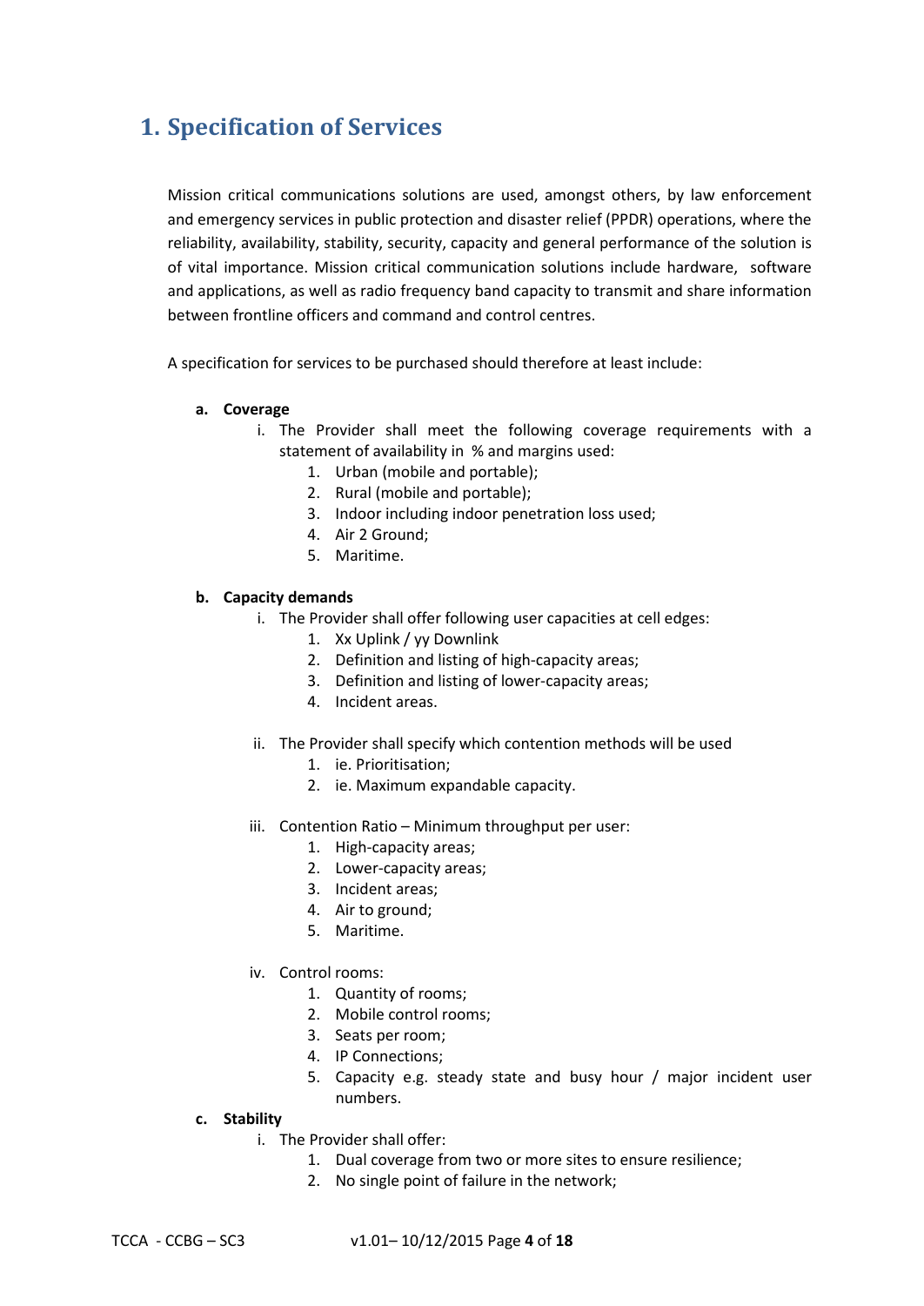# 1. Specification of Services

Mission critical communications solutions are used, amongst others, by law enforcement and emergency services in public protection and disaster relief (PPDR) operations, where the reliability, availability, stability, security, capacity and general performance of the solution is of vital importance. Mission critical communication solutions include hardware, software and applications, as well as radio frequency band capacity to transmit and share information between frontline officers and command and control centres.

A specification for services to be purchased should therefore at least include:

**a. Coverage**

- i. The Provider shall meet the following coverage requirements with a statement of availability in % and margins used:
  1. Urban (mobile and portable);
  2. Rural (mobile and portable);
  3. Indoor including indoor penetration loss used;
  4. Air 2 Ground;
  5. Maritime.

**b. Capacity demands**

- i. The Provider shall offer following user capacities at cell edges:
  1. Xx Uplink / yy Downlink
  2. Definition and listing of high-capacity areas;
  3. Definition and listing of lower-capacity areas;
  4. Incident areas.

- ii. The Provider shall specify which contention methods will be used
  1. ie. Prioritisation;
  2. ie. Maximum expandable capacity.

- iii. Contention Ratio – Minimum throughput per user:
  1. High-capacity areas;
  2. Lower-capacity areas;
  3. Incident areas;
  4. Air to ground;
  5. Maritime.

- iv. Control rooms:
  1. Quantity of rooms;
  2. Mobile control rooms;
  3. Seats per room;
  4. IP Connections;
  5. Capacity e.g. steady state and busy hour / major incident user numbers.

**c. Stability**

- i. The Provider shall offer:
  1. Dual coverage from two or more sites to ensure resilience;
  2. No single point of failure in the network;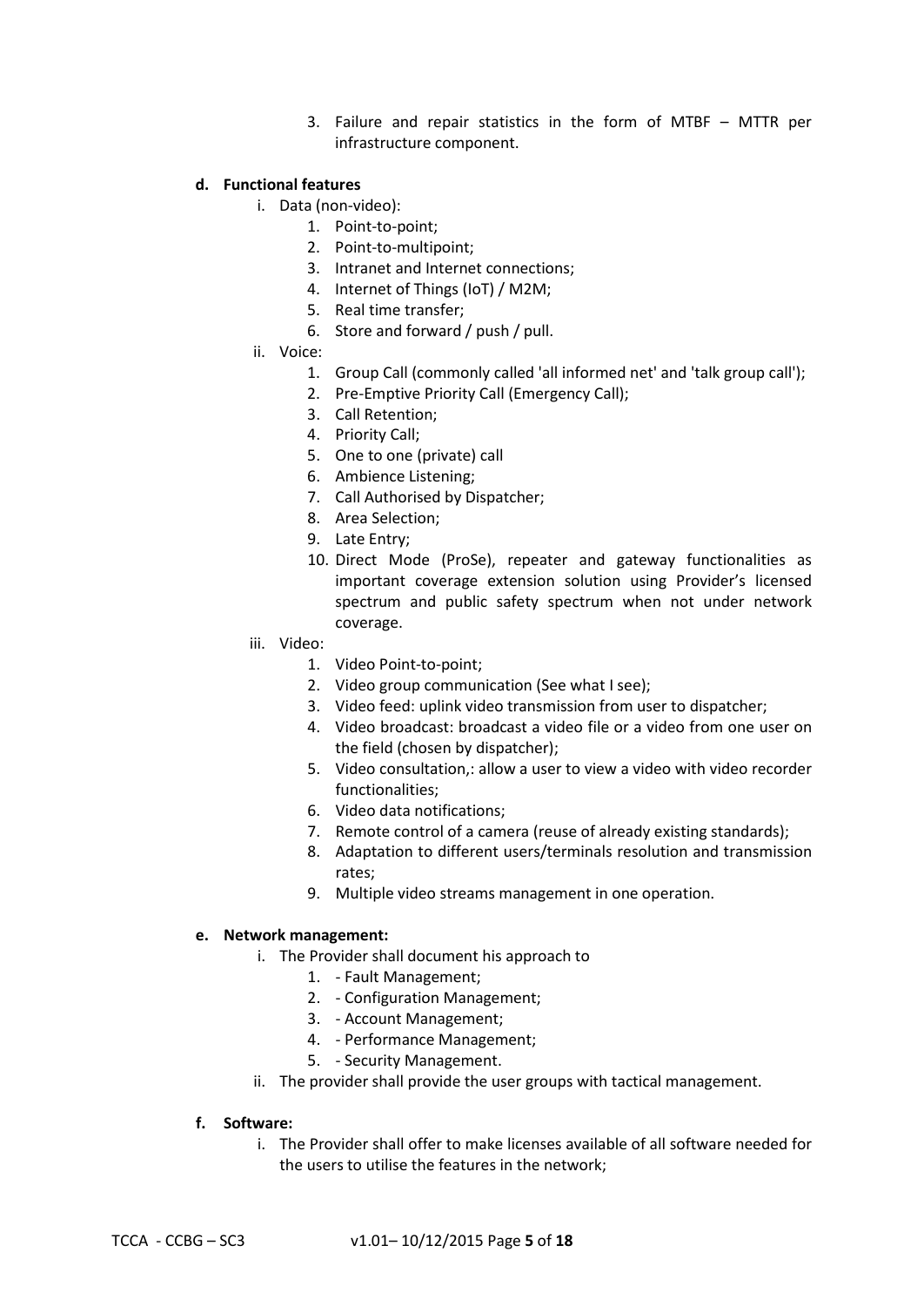3. Failure and repair statistics in the form of MTBF – MTTR per infrastructure component.

**d. Functional features**

i. Data (non-video):
   1. Point-to-point;
   2. Point-to-multipoint;
   3. Intranet and Internet connections;
   4. Internet of Things (IoT) / M2M;
   5. Real time transfer;
   6. Store and forward / push / pull.

ii. Voice:
   1. Group Call (commonly called 'all informed net' and 'talk group call');
   2. Pre-Emptive Priority Call (Emergency Call);
   3. Call Retention;
   4. Priority Call;
   5. One to one (private) call
   6. Ambience Listening;
   7. Call Authorised by Dispatcher;
   8. Area Selection;
   9. Late Entry;
   10. Direct Mode (ProSe), repeater and gateway functionalities as important coverage extension solution using Provider's licensed spectrum and public safety spectrum when not under network coverage.

iii. Video:
   1. Video Point-to-point;
   2. Video group communication (See what I see);
   3. Video feed: uplink video transmission from user to dispatcher;
   4. Video broadcast: broadcast a video file or a video from one user on the field (chosen by dispatcher);
   5. Video consultation,: allow a user to view a video with video recorder functionalities;
   6. Video data notifications;
   7. Remote control of a camera (reuse of already existing standards);
   8. Adaptation to different users/terminals resolution and transmission rates;
   9. Multiple video streams management in one operation.

**e. Network management:**

i. The Provider shall document his approach to
   1. - Fault Management;
   2. - Configuration Management;
   3. - Account Management;
   4. - Performance Management;
   5. - Security Management.

ii. The provider shall provide the user groups with tactical management.

**f. Software:**

i. The Provider shall offer to make licenses available of all software needed for the users to utilise the features in the network;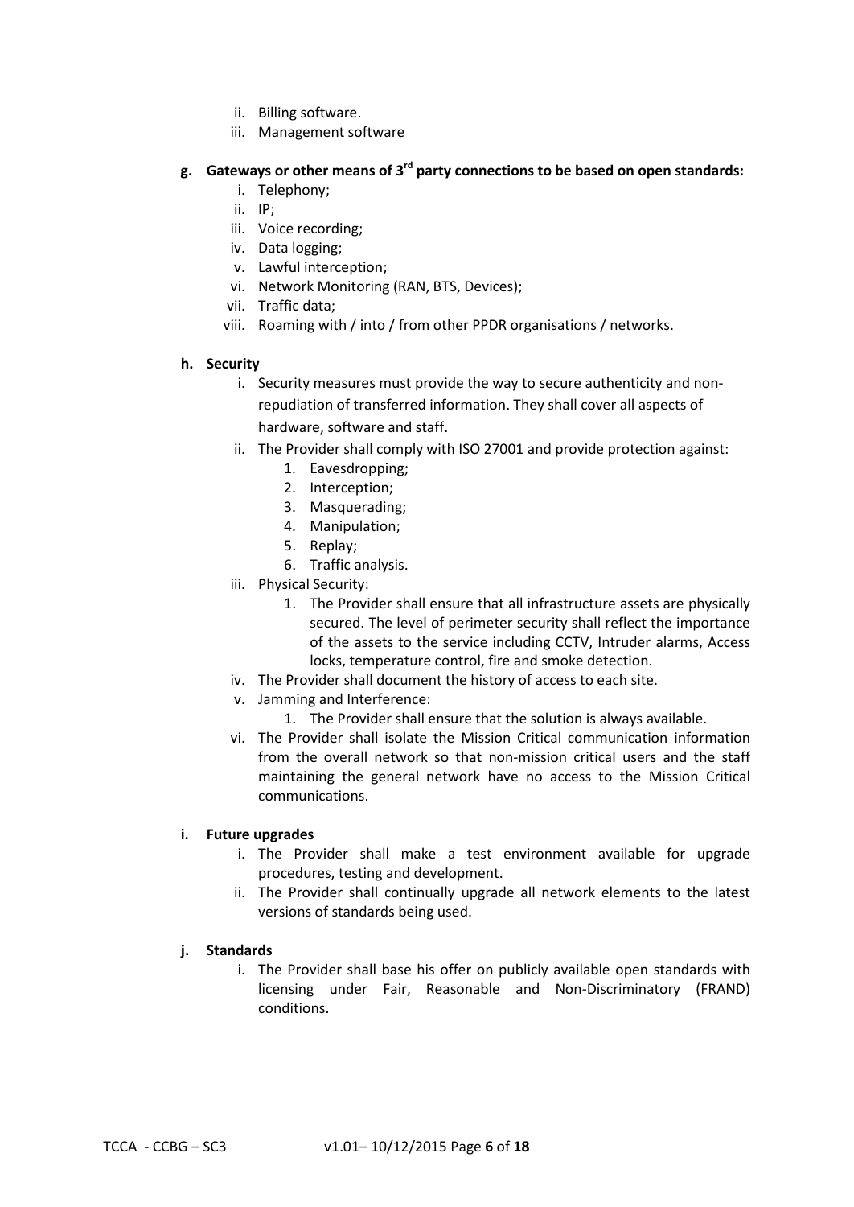ii. Billing software.
iii. Management software

**g. Gateways or other means of 3rd party connections to be based on open standards:**

i. Telephony;
ii. IP;
iii. Voice recording;
iv. Data logging;
v. Lawful interception;
vi. Network Monitoring (RAN, BTS, Devices);
vii. Traffic data;
viii. Roaming with / into / from other PPDR organisations / networks.

**h. Security**

i. Security measures must provide the way to secure authenticity and non-repudiation of transferred information. They shall cover all aspects of hardware, software and staff.

ii. The Provider shall comply with ISO 27001 and provide protection against:
   1. Eavesdropping;
   2. Interception;
   3. Masquerading;
   4. Manipulation;
   5. Replay;
   6. Traffic analysis.

iii. Physical Security:
   1. The Provider shall ensure that all infrastructure assets are physically secured. The level of perimeter security shall reflect the importance of the assets to the service including CCTV, Intruder alarms, Access locks, temperature control, fire and smoke detection.

iv. The Provider shall document the history of access to each site.

v. Jamming and Interference:
   1. The Provider shall ensure that the solution is always available.

vi. The Provider shall isolate the Mission Critical communication information from the overall network so that non-mission critical users and the staff maintaining the general network have no access to the Mission Critical communications.

**i. Future upgrades**

i. The Provider shall make a test environment available for upgrade procedures, testing and development.

ii. The Provider shall continually upgrade all network elements to the latest versions of standards being used.

**j. Standards**

i. The Provider shall base his offer on publicly available open standards with licensing under Fair, Reasonable and Non-Discriminatory (FRAND) conditions.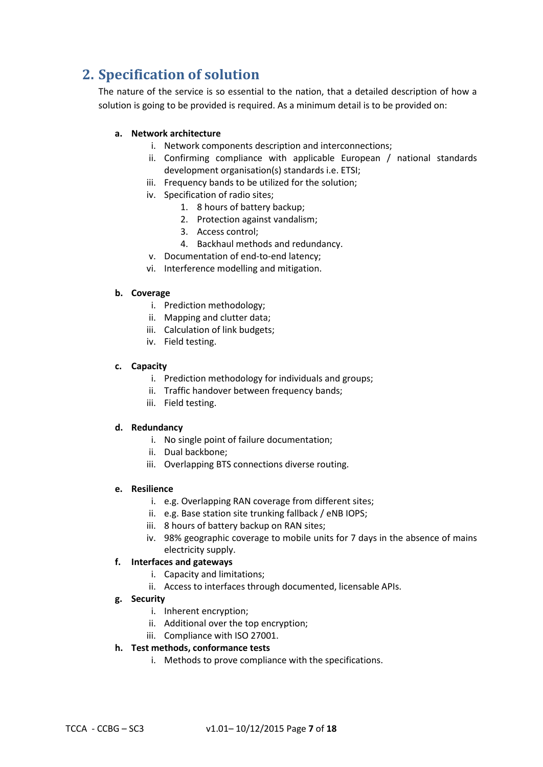## 2. Specification of solution

The nature of the service is so essential to the nation, that a detailed description of how a solution is going to be provided is required. As a minimum detail is to be provided on:

**a. Network architecture**

   i. Network components description and interconnections;
   ii. Confirming compliance with applicable European / national standards development organisation(s) standards i.e. ETSI;
   iii. Frequency bands to be utilized for the solution;
   iv. Specification of radio sites;
      1. 8 hours of battery backup;
      2. Protection against vandalism;
      3. Access control;
      4. Backhaul methods and redundancy.
   v. Documentation of end-to-end latency;
   vi. Interference modelling and mitigation.

**b. Coverage**

   i. Prediction methodology;
   ii. Mapping and clutter data;
   iii. Calculation of link budgets;
   iv. Field testing.

**c. Capacity**

   i. Prediction methodology for individuals and groups;
   ii. Traffic handover between frequency bands;
   iii. Field testing.

**d. Redundancy**

   i. No single point of failure documentation;
   ii. Dual backbone;
   iii. Overlapping BTS connections diverse routing.

**e. Resilience**

   i. e.g. Overlapping RAN coverage from different sites;
   ii. e.g. Base station site trunking fallback / eNB IOPS;
   iii. 8 hours of battery backup on RAN sites;
   iv. 98% geographic coverage to mobile units for 7 days in the absence of mains electricity supply.

**f. Interfaces and gateways**

   i. Capacity and limitations;
   ii. Access to interfaces through documented, licensable APIs.

**g. Security**

   i. Inherent encryption;
   ii. Additional over the top encryption;
   iii. Compliance with ISO 27001.

**h. Test methods, conformance tests**

   i. Methods to prove compliance with the specifications.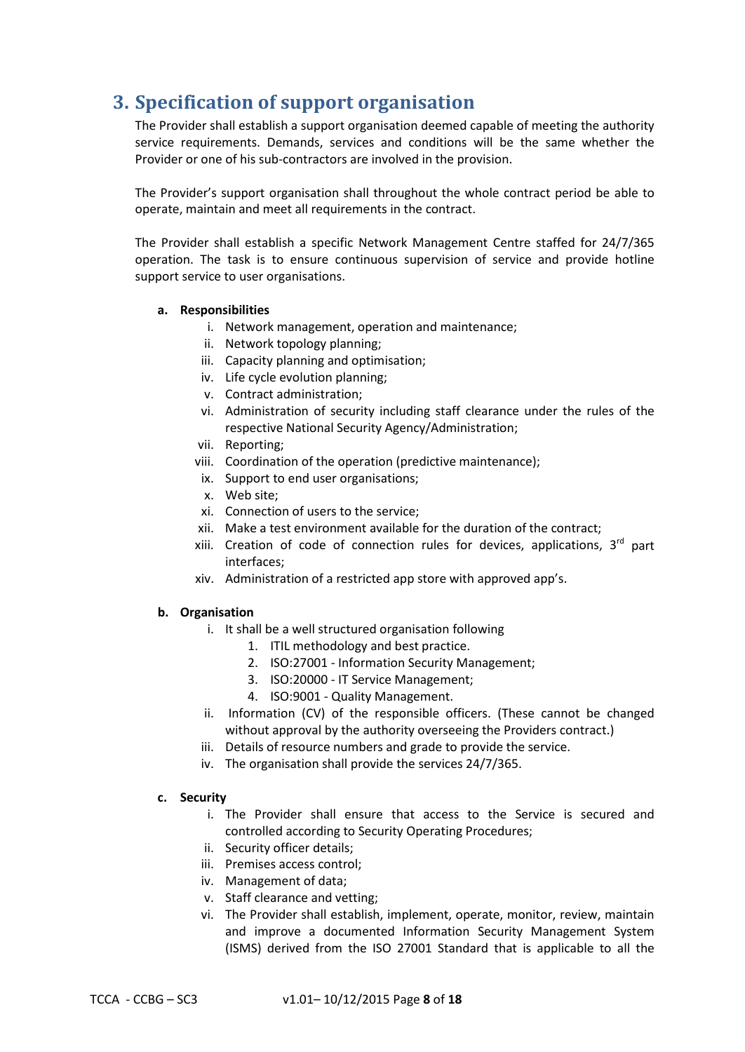# 3. Specification of support organisation

The Provider shall establish a support organisation deemed capable of meeting the authority service requirements. Demands, services and conditions will be the same whether the Provider or one of his sub-contractors are involved in the provision.

The Provider's support organisation shall throughout the whole contract period be able to operate, maintain and meet all requirements in the contract.

The Provider shall establish a specific Network Management Centre staffed for 24/7/365 operation. The task is to ensure continuous supervision of service and provide hotline support service to user organisations.

**a. Responsibilities**

- i. Network management, operation and maintenance;
- ii. Network topology planning;
- iii. Capacity planning and optimisation;
- iv. Life cycle evolution planning;
- v. Contract administration;
- vi. Administration of security including staff clearance under the rules of the respective National Security Agency/Administration;
- vii. Reporting;
- viii. Coordination of the operation (predictive maintenance);
- ix. Support to end user organisations;
- x. Web site;
- xi. Connection of users to the service;
- xii. Make a test environment available for the duration of the contract;
- xiii. Creation of code of connection rules for devices, applications, 3rd part interfaces;
- xiv. Administration of a restricted app store with approved app's.

**b. Organisation**

- i. It shall be a well structured organisation following
  1. ITIL methodology and best practice.
  2. ISO:27001 - Information Security Management;
  3. ISO:20000 - IT Service Management;
  4. ISO:9001 - Quality Management.
- ii. Information (CV) of the responsible officers. (These cannot be changed without approval by the authority overseeing the Providers contract.)
- iii. Details of resource numbers and grade to provide the service.
- iv. The organisation shall provide the services 24/7/365.

**c. Security**

- i. The Provider shall ensure that access to the Service is secured and controlled according to Security Operating Procedures;
- ii. Security officer details;
- iii. Premises access control;
- iv. Management of data;
- v. Staff clearance and vetting;
- vi. The Provider shall establish, implement, operate, monitor, review, maintain and improve a documented Information Security Management System (ISMS) derived from the ISO 27001 Standard that is applicable to all the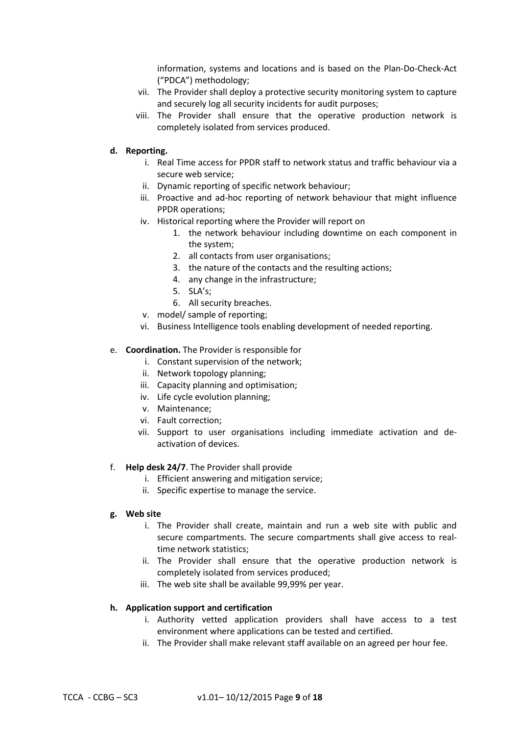information, systems and locations and is based on the Plan-Do-Check-Act ("PDCA") methodology;

vii. The Provider shall deploy a protective security monitoring system to capture and securely log all security incidents for audit purposes;

viii. The Provider shall ensure that the operative production network is completely isolated from services produced.

**d. Reporting.**

i. Real Time access for PPDR staff to network status and traffic behaviour via a secure web service;

ii. Dynamic reporting of specific network behaviour;

iii. Proactive and ad-hoc reporting of network behaviour that might influence PPDR operations;

iv. Historical reporting where the Provider will report on

1. the network behaviour including downtime on each component in the system;
2. all contacts from user organisations;
3. the nature of the contacts and the resulting actions;
4. any change in the infrastructure;
5. SLA's;
6. All security breaches.

v. model/ sample of reporting;

vi. Business Intelligence tools enabling development of needed reporting.

e. **Coordination.** The Provider is responsible for

i. Constant supervision of the network;

ii. Network topology planning;

iii. Capacity planning and optimisation;

iv. Life cycle evolution planning;

v. Maintenance;

vi. Fault correction;

vii. Support to user organisations including immediate activation and de-activation of devices.

f. **Help desk 24/7**. The Provider shall provide

i. Efficient answering and mitigation service;

ii. Specific expertise to manage the service.

**g. Web site**

i. The Provider shall create, maintain and run a web site with public and secure compartments. The secure compartments shall give access to real-time network statistics;

ii. The Provider shall ensure that the operative production network is completely isolated from services produced;

iii. The web site shall be available 99,99% per year.

**h. Application support and certification**

i. Authority vetted application providers shall have access to a test environment where applications can be tested and certified.

ii. The Provider shall make relevant staff available on an agreed per hour fee.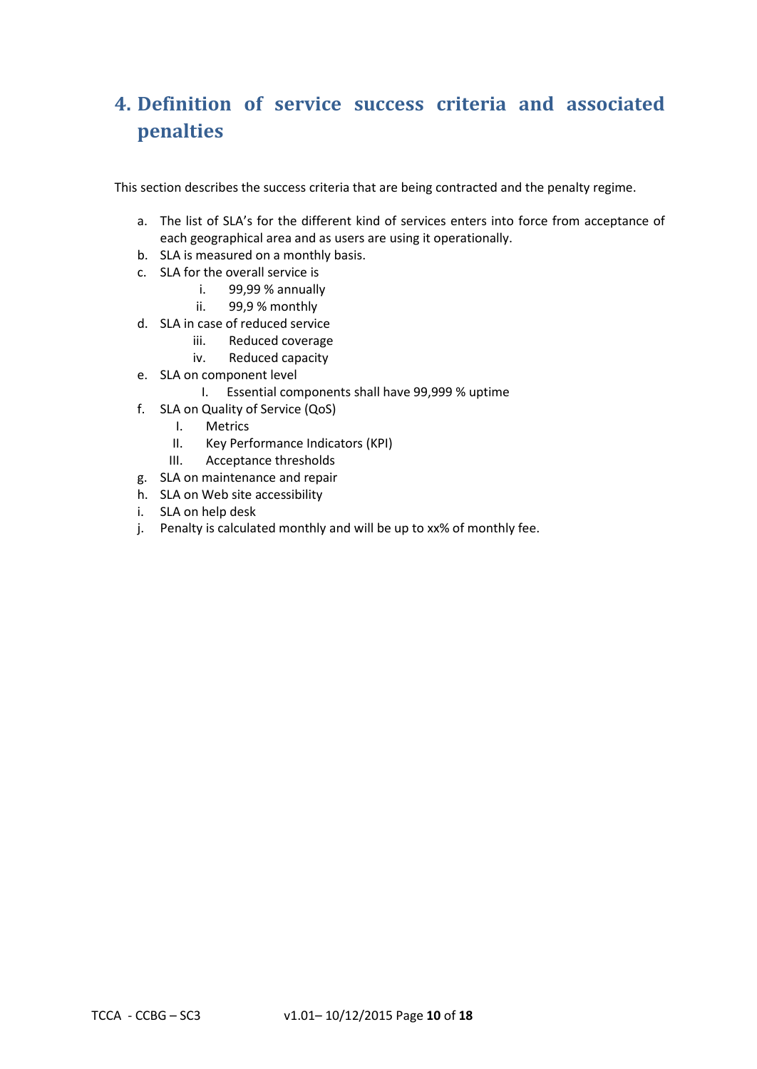# 4. Definition of service success criteria and associated penalties

This section describes the success criteria that are being contracted and the penalty regime.

a. The list of SLA's for the different kind of services enters into force from acceptance of each geographical area and as users are using it operationally.
b. SLA is measured on a monthly basis.
c. SLA for the overall service is
   i. 99,99 % annually
   ii. 99,9 % monthly
d. SLA in case of reduced service
   iii. Reduced coverage
   iv. Reduced capacity
e. SLA on component level
   I. Essential components shall have 99,999 % uptime
f. SLA on Quality of Service (QoS)
   I. Metrics
   II. Key Performance Indicators (KPI)
   III. Acceptance thresholds
g. SLA on maintenance and repair
h. SLA on Web site accessibility
i. SLA on help desk
j. Penalty is calculated monthly and will be up to xx% of monthly fee.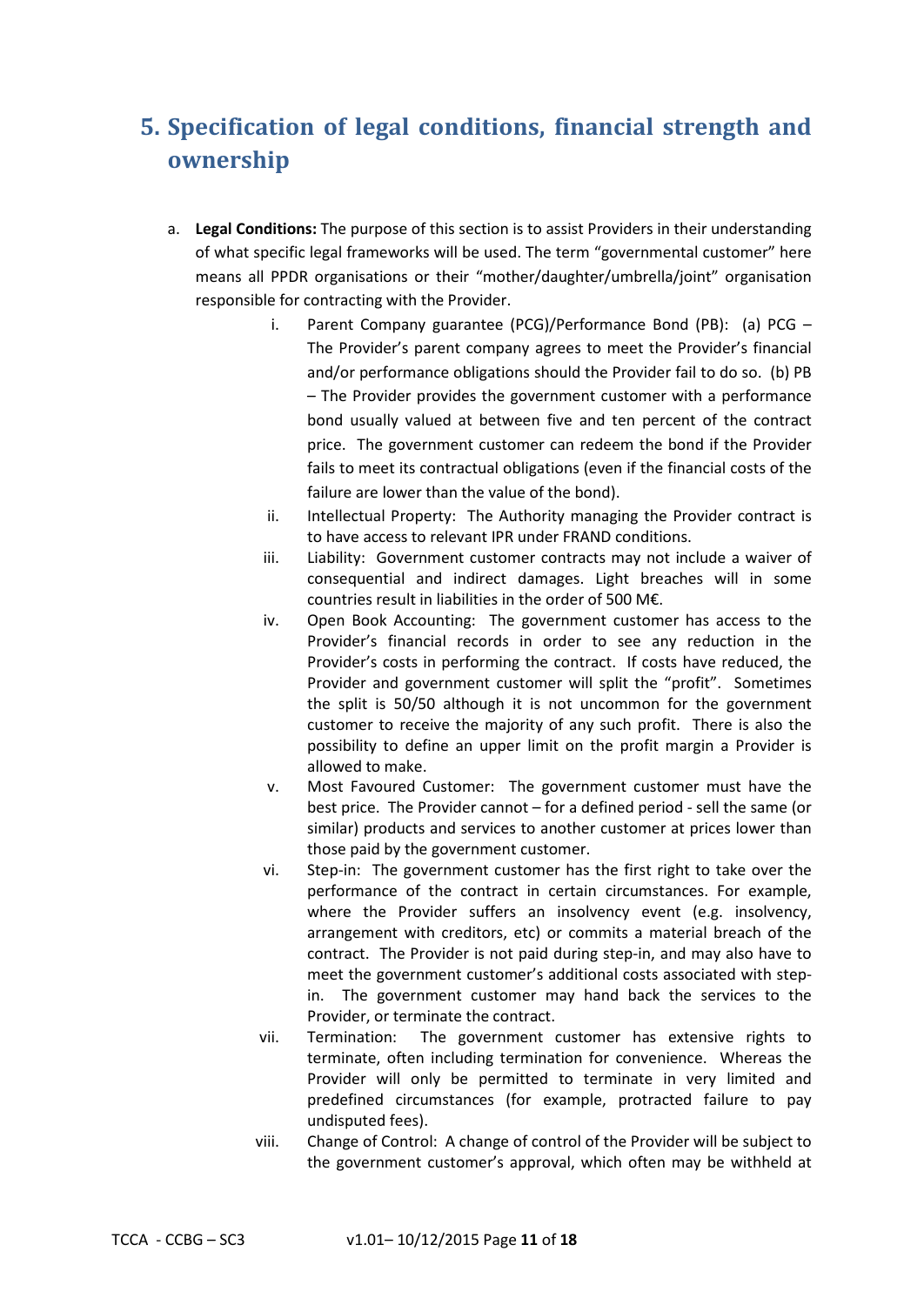# 5. Specification of legal conditions, financial strength and ownership

a. **Legal Conditions:** The purpose of this section is to assist Providers in their understanding of what specific legal frameworks will be used. The term "governmental customer" here means all PPDR organisations or their "mother/daughter/umbrella/joint" organisation responsible for contracting with the Provider.

   i. Parent Company guarantee (PCG)/Performance Bond (PB): (a) PCG – The Provider's parent company agrees to meet the Provider's financial and/or performance obligations should the Provider fail to do so. (b) PB – The Provider provides the government customer with a performance bond usually valued at between five and ten percent of the contract price. The government customer can redeem the bond if the Provider fails to meet its contractual obligations (even if the financial costs of the failure are lower than the value of the bond).

   ii. Intellectual Property: The Authority managing the Provider contract is to have access to relevant IPR under FRAND conditions.

   iii. Liability: Government customer contracts may not include a waiver of consequential and indirect damages. Light breaches will in some countries result in liabilities in the order of 500 M€.

   iv. Open Book Accounting: The government customer has access to the Provider's financial records in order to see any reduction in the Provider's costs in performing the contract. If costs have reduced, the Provider and government customer will split the "profit". Sometimes the split is 50/50 although it is not uncommon for the government customer to receive the majority of any such profit. There is also the possibility to define an upper limit on the profit margin a Provider is allowed to make.

   v. Most Favoured Customer: The government customer must have the best price. The Provider cannot – for a defined period - sell the same (or similar) products and services to another customer at prices lower than those paid by the government customer.

   vi. Step-in: The government customer has the first right to take over the performance of the contract in certain circumstances. For example, where the Provider suffers an insolvency event (e.g. insolvency, arrangement with creditors, etc) or commits a material breach of the contract. The Provider is not paid during step-in, and may also have to meet the government customer's additional costs associated with step-in. The government customer may hand back the services to the Provider, or terminate the contract.

   vii. Termination: The government customer has extensive rights to terminate, often including termination for convenience. Whereas the Provider will only be permitted to terminate in very limited and predefined circumstances (for example, protracted failure to pay undisputed fees).

   viii. Change of Control: A change of control of the Provider will be subject to the government customer's approval, which often may be withheld at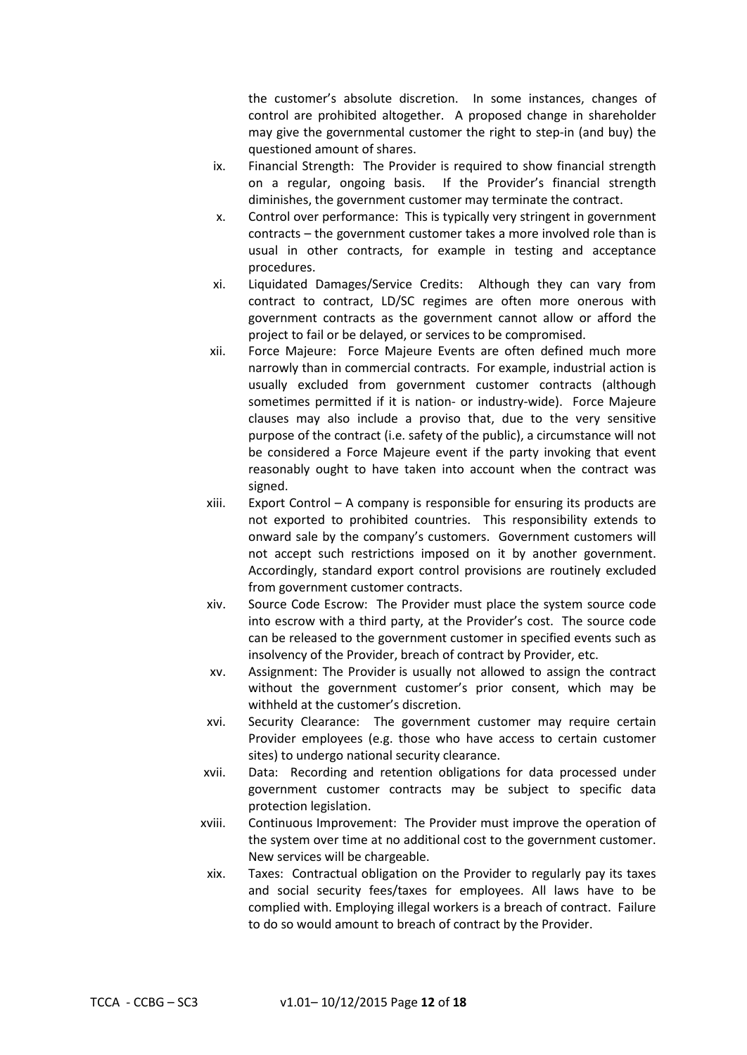the customer's absolute discretion. In some instances, changes of control are prohibited altogether. A proposed change in shareholder may give the governmental customer the right to step-in (and buy) the questioned amount of shares.

ix. Financial Strength: The Provider is required to show financial strength on a regular, ongoing basis. If the Provider's financial strength diminishes, the government customer may terminate the contract.

x. Control over performance: This is typically very stringent in government contracts – the government customer takes a more involved role than is usual in other contracts, for example in testing and acceptance procedures.

xi. Liquidated Damages/Service Credits: Although they can vary from contract to contract, LD/SC regimes are often more onerous with government contracts as the government customer cannot allow or afford the project to fail or be delayed, or services to be compromised.

xii. Force Majeure: Force Majeure Events are often defined much more narrowly than in commercial contracts. For example, industrial action is usually excluded from government customer contracts (although sometimes permitted if it is nation- or industry-wide). Force Majeure clauses may also include a proviso that, due to the very sensitive purpose of the contract (i.e. safety of the public), a circumstance will not be considered a Force Majeure event if the party invoking that event reasonably ought to have taken into account when the contract was signed.

xiii. Export Control – A company is responsible for ensuring its products are not exported to prohibited countries. This responsibility extends to onward sale by the company's customers. Government customers will not accept such restrictions imposed on it by another government. Accordingly, standard export control provisions are routinely excluded from government customer contracts.

xiv. Source Code Escrow: The Provider must place the system source code into escrow with a third party, at the Provider's cost. The source code can be released to the government customer in specified events such as insolvency of the Provider, breach of contract by Provider, etc.

xv. Assignment: The Provider is usually not allowed to assign the contract without the government customer's prior consent, which may be withheld at the customer's discretion.

xvi. Security Clearance: The government customer may require certain Provider employees (e.g. those who have access to certain customer sites) to undergo national security clearance.

xvii. Data: Recording and retention obligations for data processed under government customer contracts may be subject to specific data protection legislation.

xviii. Continuous Improvement: The Provider must improve the operation of the system over time at no additional cost to the government customer. New services will be chargeable.

xix. Taxes: Contractual obligation on the Provider to regularly pay its taxes and social security fees/taxes for employees. All laws have to be complied with. Employing illegal workers is a breach of contract. Failure to do so would amount to breach of contract by the Provider.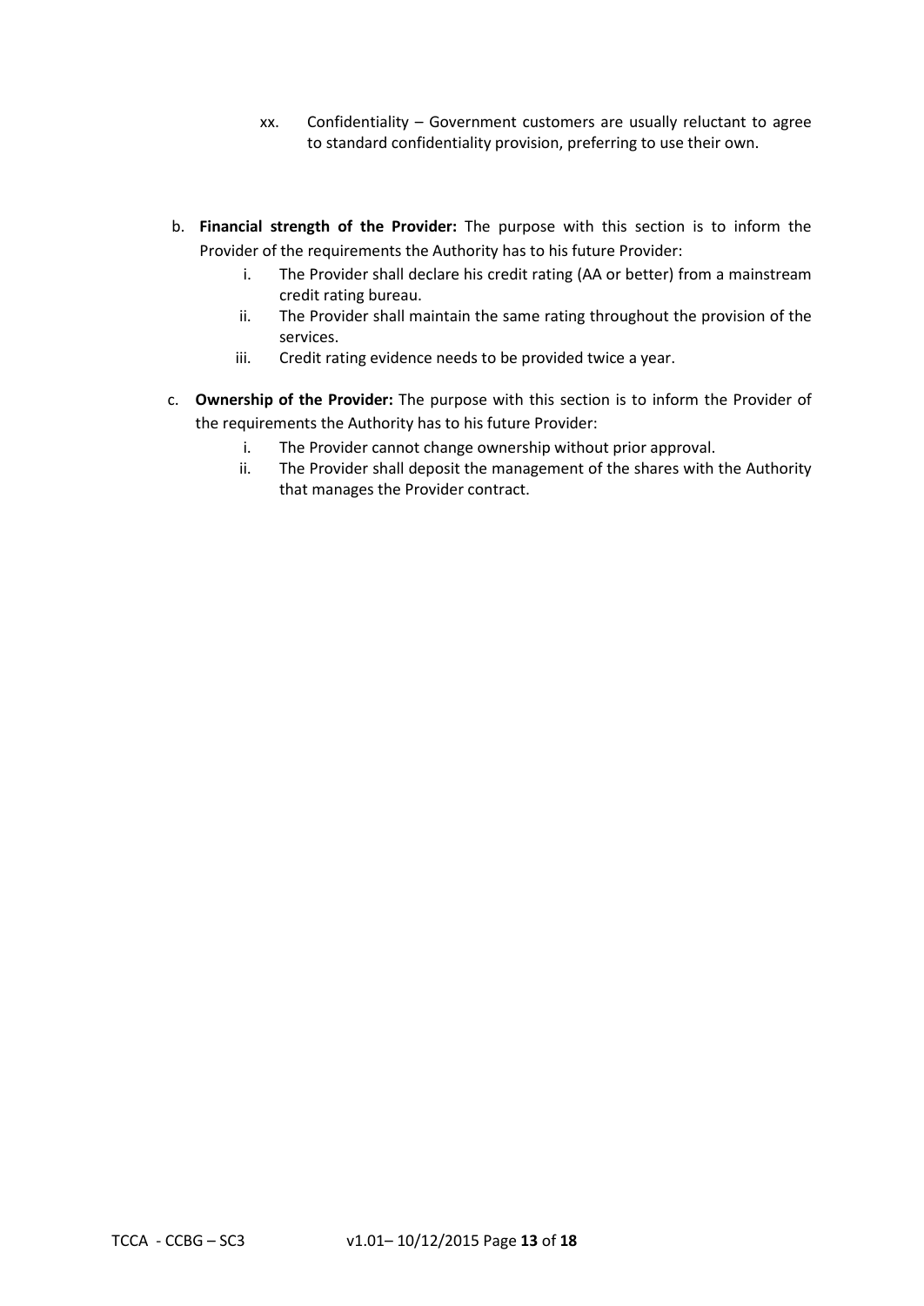xx. Confidentiality – Government customers are usually reluctant to agree to standard confidentiality provision, preferring to use their own.

b. **Financial strength of the Provider:** The purpose with this section is to inform the Provider of the requirements the Authority has to his future Provider:
    i. The Provider shall declare his credit rating (AA or better) from a mainstream credit rating bureau.
    ii. The Provider shall maintain the same rating throughout the provision of the services.
    iii. Credit rating evidence needs to be provided twice a year.

c. **Ownership of the Provider:** The purpose with this section is to inform the Provider of the requirements the Authority has to his future Provider:
    i. The Provider cannot change ownership without prior approval.
    ii. The Provider shall deposit the management of the shares with the Authority that manages the Provider contract.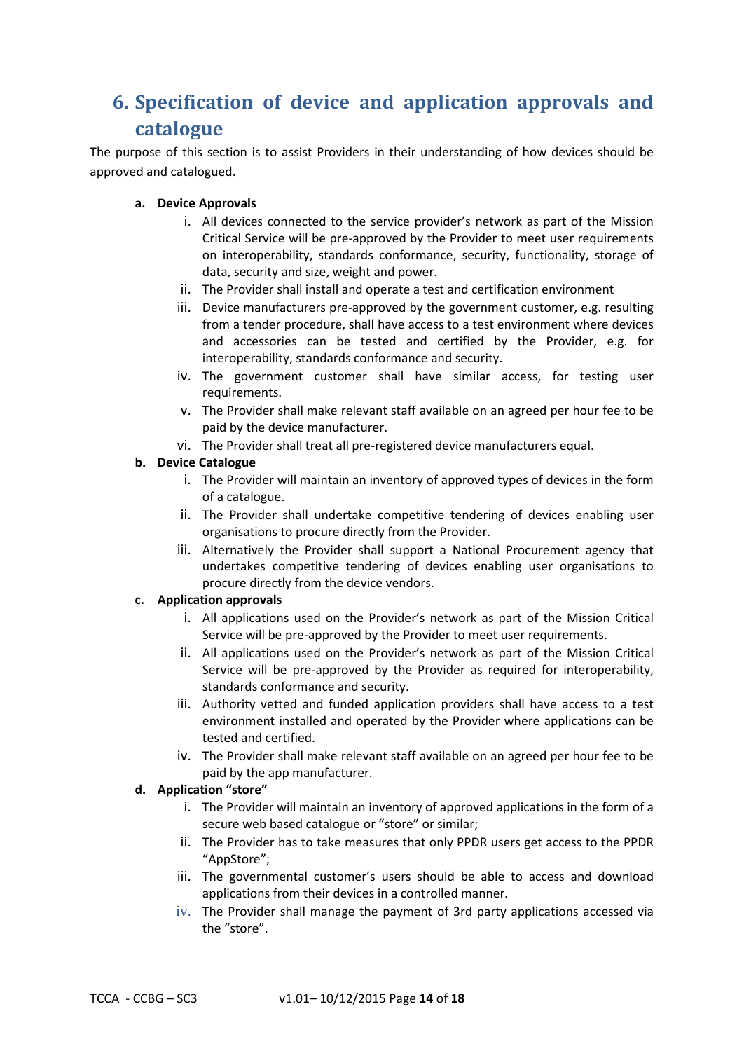# 6. Specification of device and application approvals and catalogue

The purpose of this section is to assist Providers in their understanding of how devices should be approved and catalogued.

**a. Device Approvals**

i. All devices connected to the service provider's network as part of the Mission Critical Service will be pre-approved by the Provider to meet user requirements on interoperability, standards conformance, security, functionality, storage of data, security and size, weight and power.

ii. The Provider shall install and operate a test and certification environment

iii. Device manufacturers pre-approved by the government customer, e.g. resulting from a tender procedure, shall have access to a test environment where devices and accessories can be tested and certified by the Provider, e.g. for interoperability, standards conformance and security.

iv. The government customer shall have similar access, for testing user requirements.

v. The Provider shall make relevant staff available on an agreed per hour fee to be paid by the device manufacturer.

vi. The Provider shall treat all pre-registered device manufacturers equal.

**b. Device Catalogue**

i. The Provider will maintain an inventory of approved types of devices in the form of a catalogue.

ii. The Provider shall undertake competitive tendering of devices enabling user organisations to procure directly from the Provider.

iii. Alternatively the Provider shall support a National Procurement agency that undertakes competitive tendering of devices enabling user organisations to procure directly from the device vendors.

**c. Application approvals**

i. All applications used on the Provider's network as part of the Mission Critical Service will be pre-approved by the Provider to meet user requirements.

ii. All applications used on the Provider's network as part of the Mission Critical Service will be pre-approved by the Provider as required for interoperability, standards conformance and security.

iii. Authority vetted and funded application providers shall have access to a test environment installed and operated by the Provider where applications can be tested and certified.

iv. The Provider shall make relevant staff available on an agreed per hour fee to be paid by the app manufacturer.

**d. Application "store"**

i. The Provider will maintain an inventory of approved applications in the form of a secure web based catalogue or "store" or similar;

ii. The Provider has to take measures that only PPDR users get access to the PPDR "AppStore";

iii. The governmental customer's users should be able to access and download applications from their devices in a controlled manner.

iv. The Provider shall manage the payment of 3rd party applications accessed via the "store".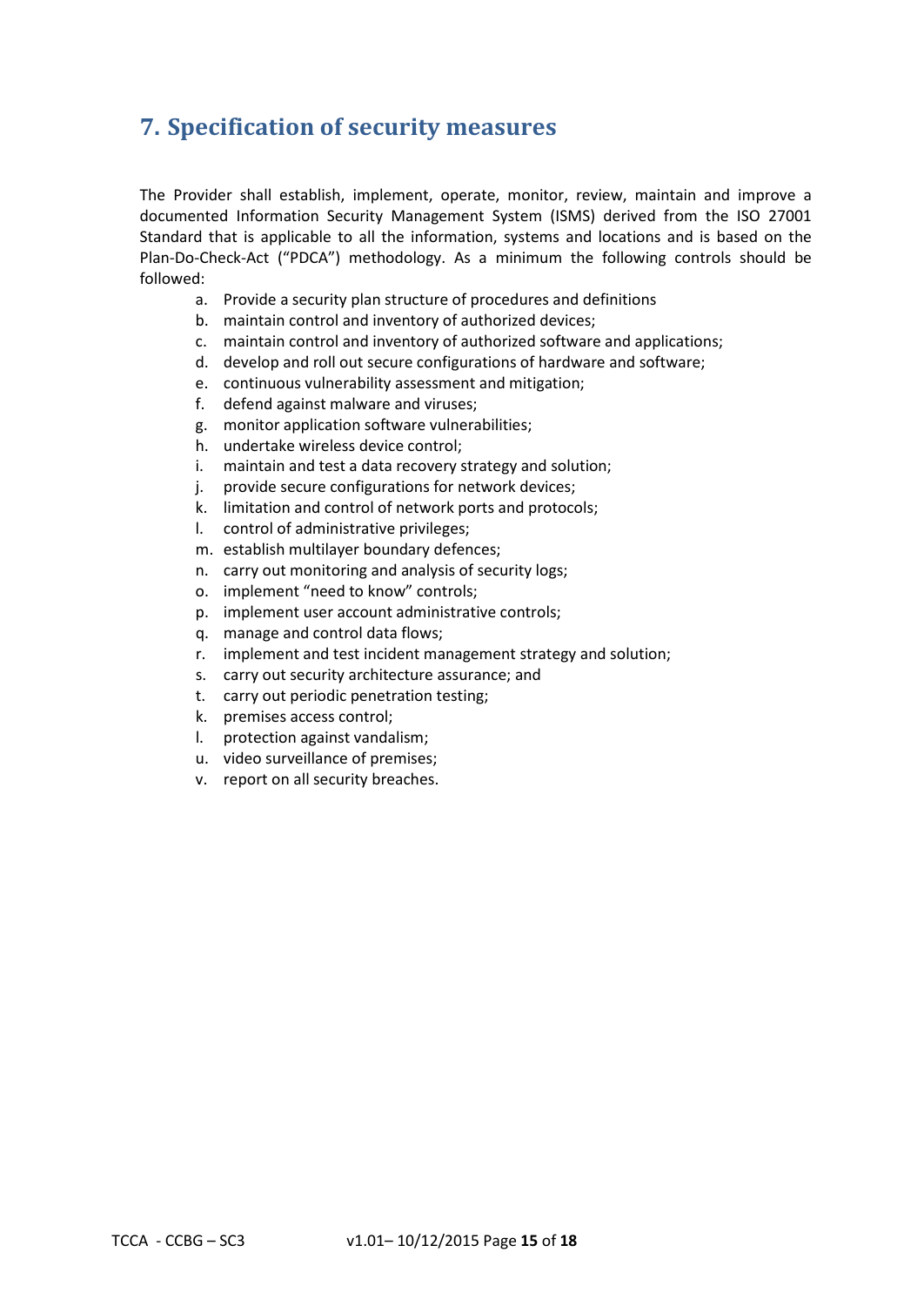## 7. Specification of security measures

The Provider shall establish, implement, operate, monitor, review, maintain and improve a documented Information Security Management System (ISMS) derived from the ISO 27001 Standard that is applicable to all the information, systems and locations and is based on the Plan-Do-Check-Act ("PDCA") methodology. As a minimum the following controls should be followed:

- a. Provide a security plan structure of procedures and definitions
- b. maintain control and inventory of authorized devices;
- c. maintain control and inventory of authorized software and applications;
- d. develop and roll out secure configurations of hardware and software;
- e. continuous vulnerability assessment and mitigation;
- f. defend against malware and viruses;
- g. monitor application software vulnerabilities;
- h. undertake wireless device control;
- i. maintain and test a data recovery strategy and solution;
- j. provide secure configurations for network devices;
- k. limitation and control of network ports and protocols;
- l. control of administrative privileges;
- m. establish multilayer boundary defences;
- n. carry out monitoring and analysis of security logs;
- o. implement "need to know" controls;
- p. implement user account administrative controls;
- q. manage and control data flows;
- r. implement and test incident management strategy and solution;
- s. carry out security architecture assurance; and
- t. carry out periodic penetration testing;
- k. premises access control;
- l. protection against vandalism;
- u. video surveillance of premises;
- v. report on all security breaches.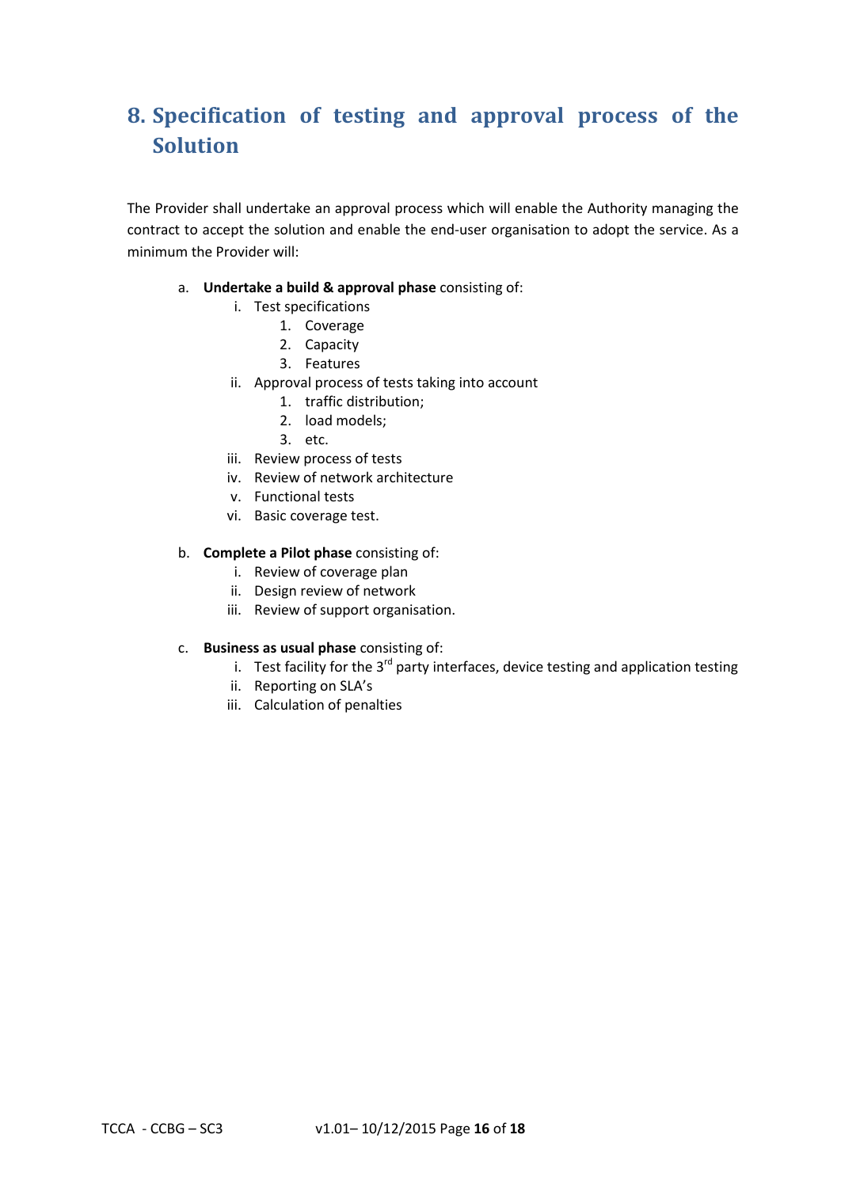# 8. Specification of testing and approval process of the Solution

The Provider shall undertake an approval process which will enable the Authority managing the contract to accept the solution and enable the end-user organisation to adopt the service. As a minimum the Provider will:

a. **Undertake a build & approval phase** consisting of:
   i. Test specifications
      1. Coverage
      2. Capacity
      3. Features
   ii. Approval process of tests taking into account
      1. traffic distribution;
      2. load models;
      3. etc.
   iii. Review process of tests
   iv. Review of network architecture
   v. Functional tests
   vi. Basic coverage test.

b. **Complete a Pilot phase** consisting of:
   i. Review of coverage plan
   ii. Design review of network
   iii. Review of support organisation.

c. **Business as usual phase** consisting of:
   i. Test facility for the 3rd party interfaces, device testing and application testing
   ii. Reporting on SLA's
   iii. Calculation of penalties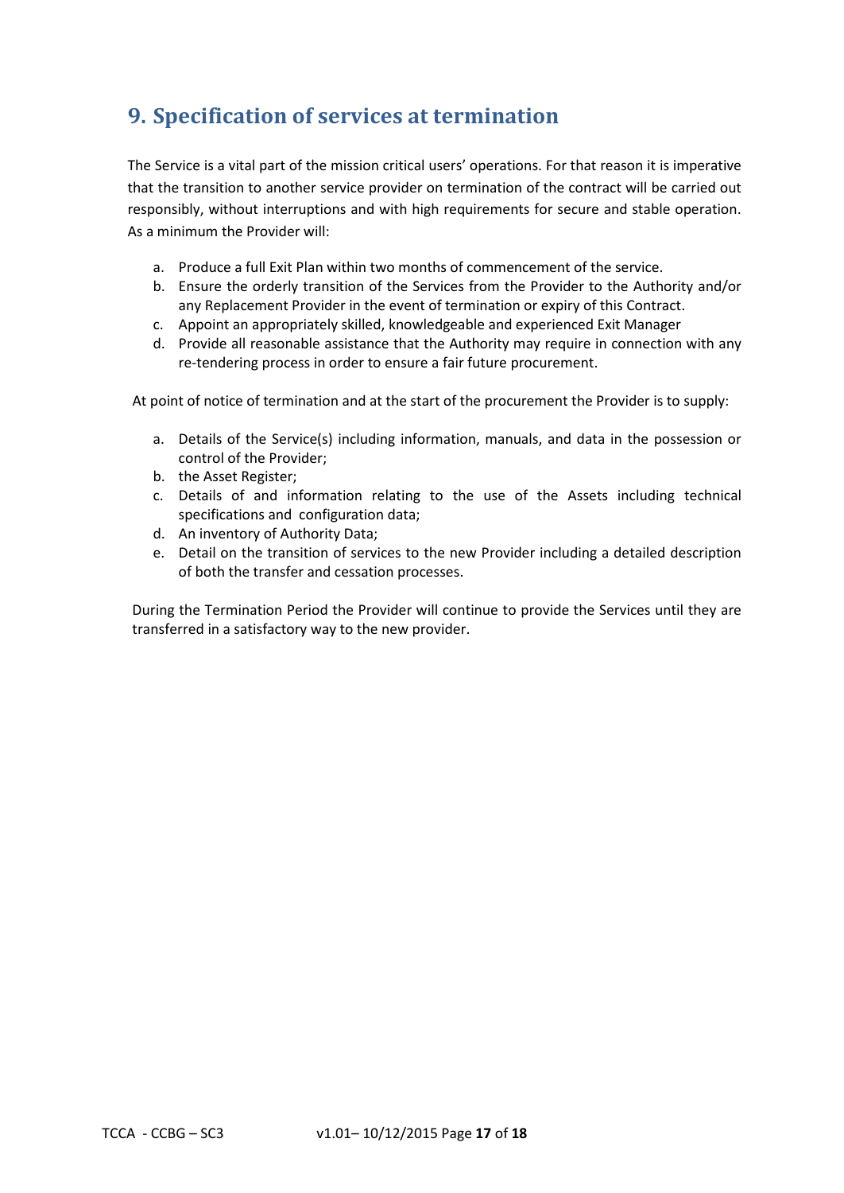# 9. Specification of services at termination

The Service is a vital part of the mission critical users' operations. For that reason it is imperative that the transition to another service provider on termination of the contract will be carried out responsibly, without interruptions and with high requirements for secure and stable operation. As a minimum the Provider will:

a. Produce a full Exit Plan within two months of commencement of the service.
b. Ensure the orderly transition of the Services from the Provider to the Authority and/or any Replacement Provider in the event of termination or expiry of this Contract.
c. Appoint an appropriately skilled, knowledgeable and experienced Exit Manager
d. Provide all reasonable assistance that the Authority may require in connection with any re-tendering process in order to ensure a fair future procurement.

At point of notice of termination and at the start of the procurement the Provider is to supply:

a. Details of the Service(s) including information, manuals, and data in the possession or control of the Provider;
b. the Asset Register;
c. Details of and information relating to the use of the Assets including technical specifications and configuration data;
d. An inventory of Authority Data;
e. Detail on the transition of services to the new Provider including a detailed description of both the transfer and cessation processes.

During the Termination Period the Provider will continue to provide the Services until they are transferred in a satisfactory way to the new provider.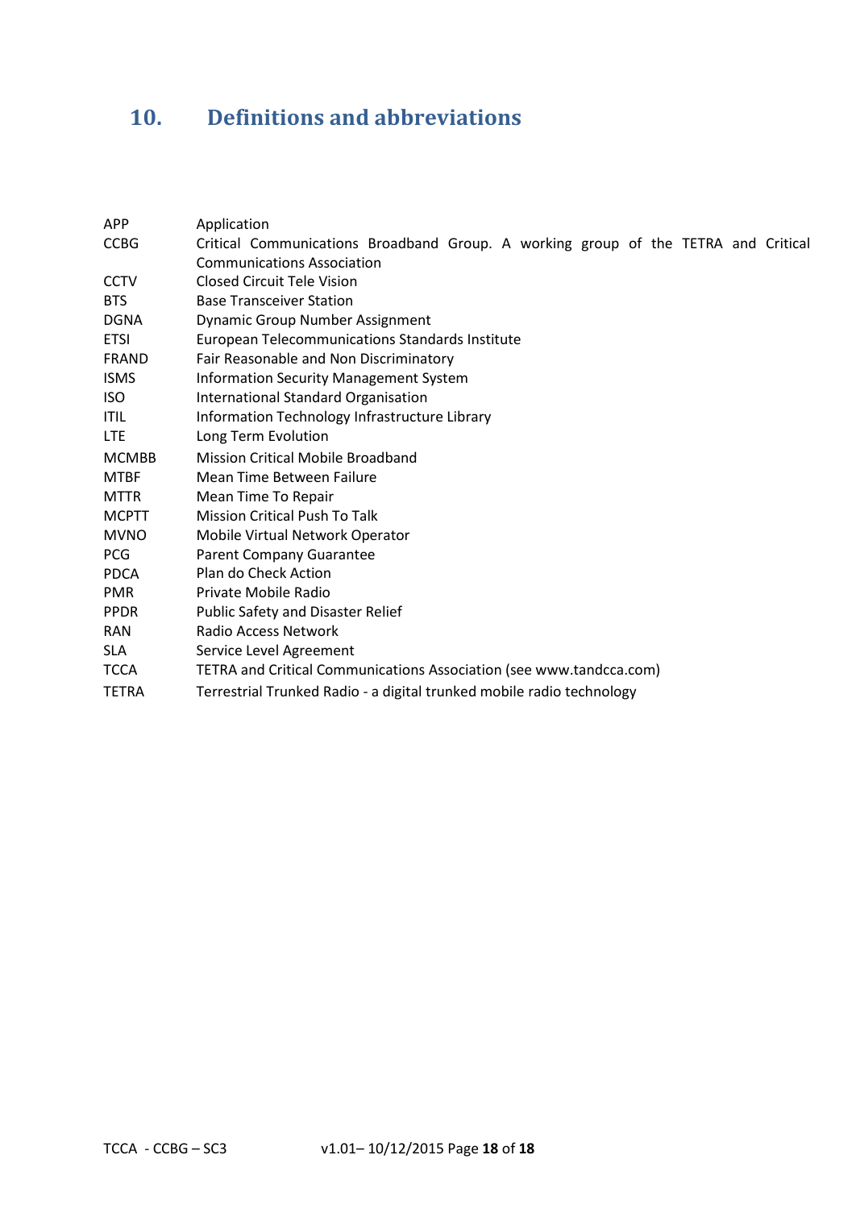# 10. Definitions and abbreviations

| | |
|---|---|
| APP | Application |
| CCBG | Critical Communications Broadband Group. A working group of the TETRA and Critical Communications Association |
| CCTV | Closed Circuit Tele Vision |
| BTS | Base Transceiver Station |
| DGNA | Dynamic Group Number Assignment |
| ETSI | European Telecommunications Standards Institute |
| FRAND | Fair Reasonable and Non Discriminatory |
| ISMS | Information Security Management System |
| ISO | International Standard Organisation |
| ITIL | Information Technology Infrastructure Library |
| LTE | Long Term Evolution |
| MCMBB | Mission Critical Mobile Broadband |
| MTBF | Mean Time Between Failure |
| MTTR | Mean Time To Repair |
| MCPTT | Mission Critical Push To Talk |
| MVNO | Mobile Virtual Network Operator |
| PCG | Parent Company Guarantee |
| PDCA | Plan do Check Action |
| PMR | Private Mobile Radio |
| PPDR | Public Safety and Disaster Relief |
| RAN | Radio Access Network |
| SLA | Service Level Agreement |
| TCCA | TETRA and Critical Communications Association (see www.tandcca.com) |
| TETRA | Terrestrial Trunked Radio - a digital trunked mobile radio technology |